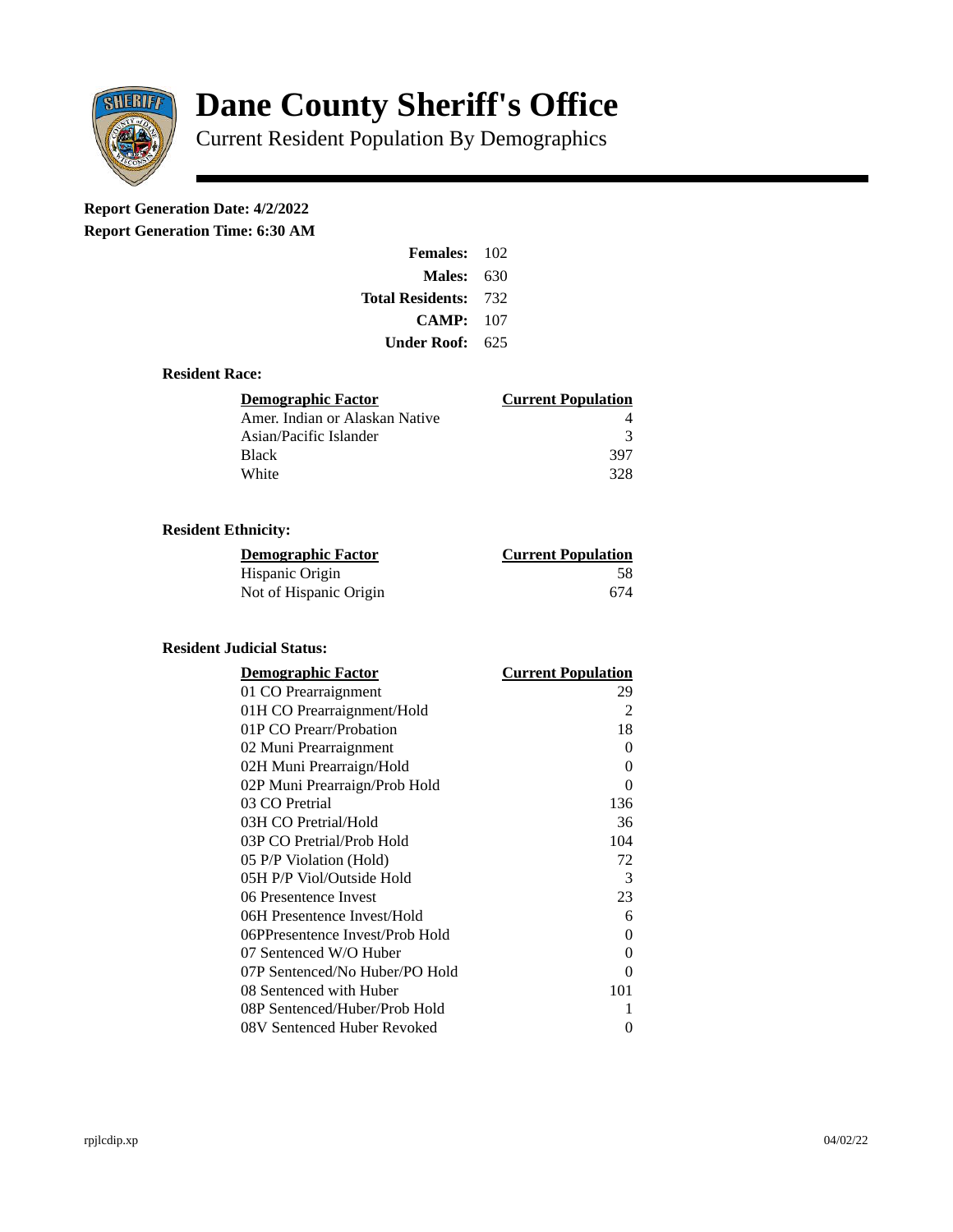# Dane County Sheriff's Office

Current Resident Population By Demographics

**Report Generation Date: 4/2/2022**

**Report Generation Time: 6:30 AM**

| | |
|---|---|
| **Females:** | 102 |
| **Males:** | 630 |
| **Total Residents:** | 732 |
| **CAMP:** | 107 |
| **Under Roof:** | 625 |

### Resident Race:

| Demographic Factor | Current Population |
|---|---|
| Amer. Indian or Alaskan Native | 4 |
| Asian/Pacific Islander | 3 |
| Black | 397 |
| White | 328 |

### Resident Ethnicity:

| Demographic Factor | Current Population |
|---|---|
| Hispanic Origin | 58 |
| Not of Hispanic Origin | 674 |

### Resident Judicial Status:

| Demographic Factor | Current Population |
|---|---|
| 01 CO Prearraignment | 29 |
| 01H CO Prearraignment/Hold | 2 |
| 01P CO Prearr/Probation | 18 |
| 02 Muni Prearraignment | 0 |
| 02H Muni Prearraign/Hold | 0 |
| 02P Muni Prearraign/Prob Hold | 0 |
| 03 CO Pretrial | 136 |
| 03H CO Pretrial/Hold | 36 |
| 03P CO Pretrial/Prob Hold | 104 |
| 05 P/P Violation (Hold) | 72 |
| 05H P/P Viol/Outside Hold | 3 |
| 06 Presentence Invest | 23 |
| 06H Presentence Invest/Hold | 6 |
| 06PPresentence Invest/Prob Hold | 0 |
| 07 Sentenced W/O Huber | 0 |
| 07P Sentenced/No Huber/PO Hold | 0 |
| 08 Sentenced with Huber | 101 |
| 08P Sentenced/Huber/Prob Hold | 1 |
| 08V Sentenced Huber Revoked | 0 |

rpjlcdip.xp 04/02/22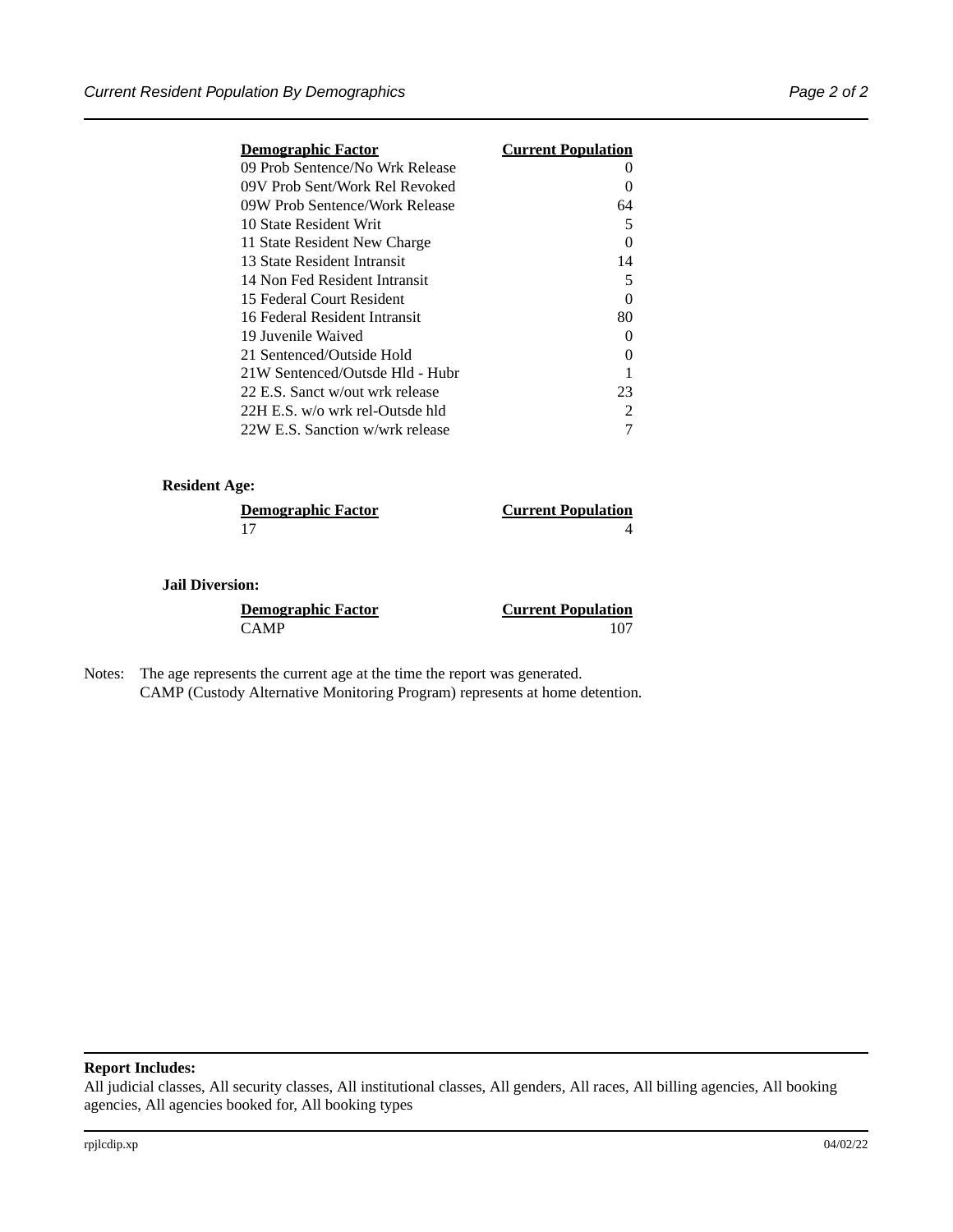| Demographic Factor | Current Population |
| --- | --- |
| 09 Prob Sentence/No Wrk Release | 0 |
| 09V Prob Sent/Work Rel Revoked | 0 |
| 09W Prob Sentence/Work Release | 64 |
| 10 State Resident Writ | 5 |
| 11 State Resident New Charge | 0 |
| 13 State Resident Intransit | 14 |
| 14 Non Fed Resident Intransit | 5 |
| 15 Federal Court Resident | 0 |
| 16 Federal Resident Intransit | 80 |
| 19 Juvenile Waived | 0 |
| 21 Sentenced/Outside Hold | 0 |
| 21W Sentenced/Outsde Hld - Hubr | 1 |
| 22 E.S. Sanct w/out wrk release | 23 |
| 22H E.S. w/o wrk rel-Outsde hld | 2 |
| 22W E.S. Sanction w/wrk release | 7 |

**Resident Age:**

| Demographic Factor | Current Population |
| --- | --- |
| 17 | 4 |

**Jail Diversion:**

| Demographic Factor | Current Population |
| --- | --- |
| CAMP | 107 |

Notes: The age represents the current age at the time the report was generated.
CAMP (Custody Alternative Monitoring Program) represents at home detention.

**Report Includes:**

All judicial classes, All security classes, All institutional classes, All genders, All races, All billing agencies, All booking agencies, All agencies booked for, All booking types

rpjlcdip.xp 04/02/22